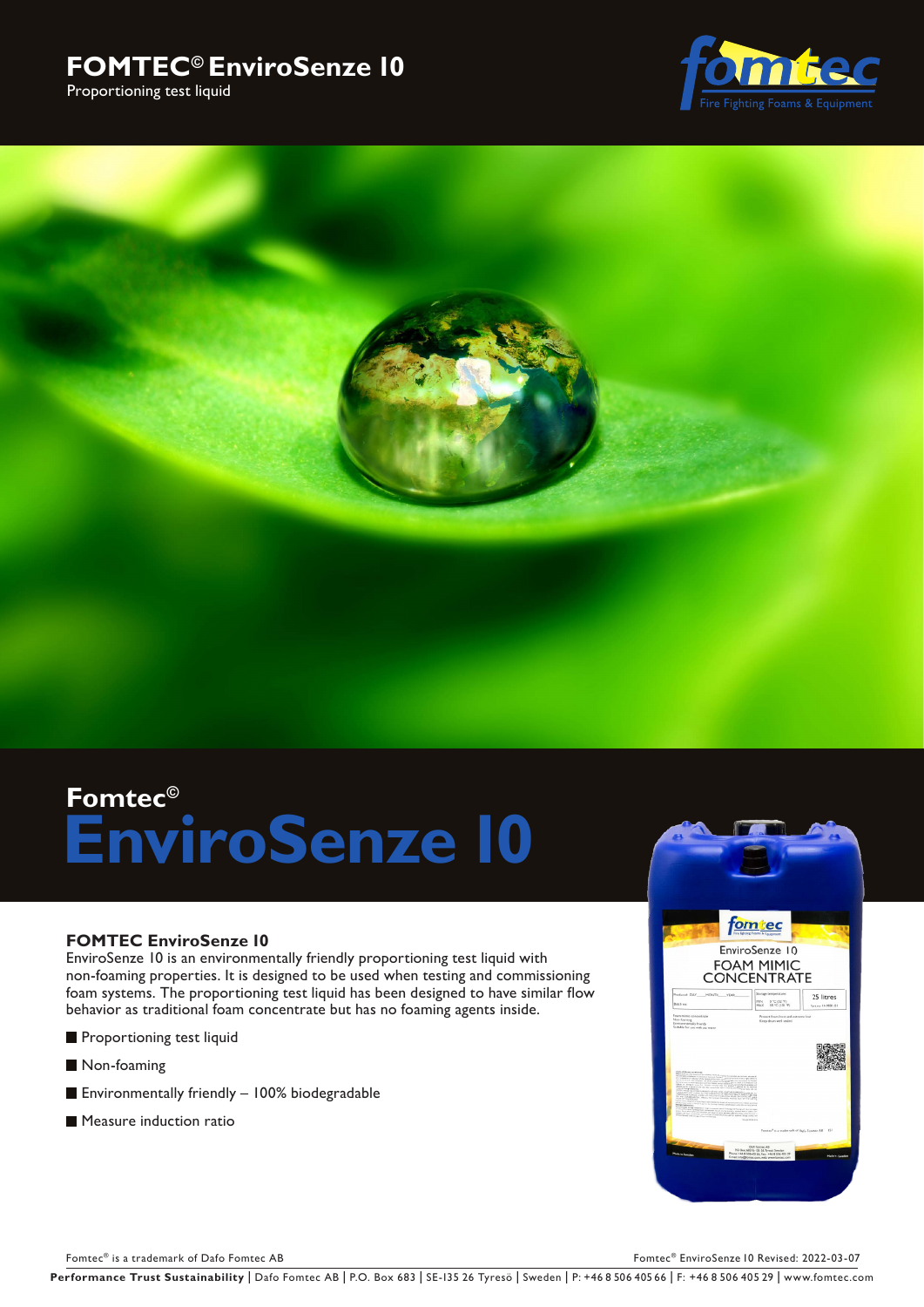# FOMTEC© EnviroSenze 10

Proportioning test liquid

## Fomtec©
# EnviroSenze 10

### FOMTEC EnviroSenze 10

EnviroSenze 10 is an environmentally friendly proportioning test liquid with non-foaming properties. It is designed to be used when testing and commissioning foam systems. The proportioning test liquid has been designed to have similar flow behavior as traditional foam concentrate but has no foaming agents inside.

- Proportioning test liquid
- Non-foaming
- Environmentally friendly – 100% biodegradable
- Measure induction ratio

Fomtec® is a trademark of Dafo Fomtec AB

Fomtec® EnviroSenze 10 Revised: 2022-03-07

**Performance Trust Sustainability** | Dafo Fomtec AB | P.O. Box 683 | SE-135 26 Tyresö | Sweden | P: +46 8 506 405 66 | F: +46 8 506 405 29 | www.fomtec.com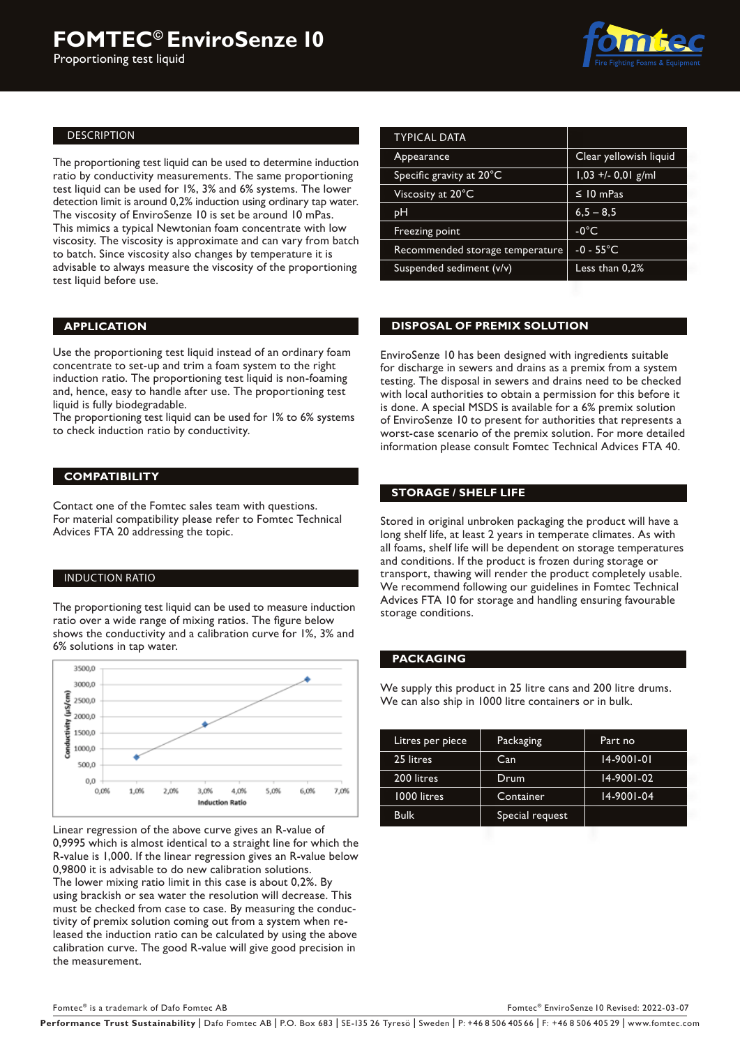# FOMTEC© EnviroSenze 10

Proportioning test liquid

## DESCRIPTION

The proportioning test liquid can be used to determine induction ratio by conductivity measurements. The same proportioning test liquid can be used for 1%, 3% and 6% systems. The lower detection limit is around 0,2% induction using ordinary tap water. The viscosity of EnviroSenze 10 is set be around 10 mPas. This mimics a typical Newtonian foam concentrate with low viscosity. The viscosity is approximate and can vary from batch to batch. Since viscosity also changes by temperature it is advisable to always measure the viscosity of the proportioning test liquid before use.

| TYPICAL DATA | |
|---|---|
| Appearance | Clear yellowish liquid |
| Specific gravity at 20°C | 1,03 +/- 0,01 g/ml |
| Viscosity at 20°C | ≤ 10 mPas |
| pH | 6,5 – 8,5 |
| Freezing point | -0°C |
| Recommended storage temperature | -0 - 55°C |
| Suspended sediment (v/v) | Less than 0,2% |

## APPLICATION

Use the proportioning test liquid instead of an ordinary foam concentrate to set-up and trim a foam system to the right induction ratio. The proportioning test liquid is non-foaming and, hence, easy to handle after use. The proportioning test liquid is fully biodegradable.
The proportioning test liquid can be used for 1% to 6% systems to check induction ratio by conductivity.

## COMPATIBILITY

Contact one of the Fomtec sales team with questions.
For material compatibility please refer to Fomtec Technical Advices FTA 20 addressing the topic.

## INDUCTION RATIO

The proportioning test liquid can be used to measure induction ratio over a wide range of mixing ratios. The figure below shows the conductivity and a calibration curve for 1%, 3% and 6% solutions in tap water.

Conductivity (µS/cm)
3500,0
3000,0
2500,0
2000,0
1500,0
1000,0
500,0
0,0
0,0% 1,0% 2,0% 3,0% 4,0% 5,0% 6,0% 7,0%
Induction Ratio

Linear regression of the above curve gives an R-value of 0,9995 which is almost identical to a straight line for which the R-value is 1,000. If the linear regression gives an R-value below 0,9800 it is advisable to do new calibration solutions.
The lower mixing ratio limit in this case is about 0,2%. By using brackish or sea water the resolution will decrease. This must be checked from case to case. By measuring the conductivity of premix solution coming out from a system when released the induction ratio can be calculated by using the above calibration curve. The good R-value will give good precision in the measurement.

## DISPOSAL OF PREMIX SOLUTION

EnviroSenze 10 has been designed with ingredients suitable for discharge in sewers and drains as a premix from a system testing. The disposal in sewers and drains need to be checked with local authorities to obtain a permission for this before it is done. A special MSDS is available for a 6% premix solution of EnviroSenze 10 to present for authorities that represents a worst-case scenario of the premix solution. For more detailed information please consult Fomtec Technical Advices FTA 40.

## STORAGE / SHELF LIFE

Stored in original unbroken packaging the product will have a long shelf life, at least 2 years in temperate climates. As with all foams, shelf life will be dependent on storage temperatures and conditions. If the product is frozen during storage or transport, thawing will render the product completely usable. We recommend following our guidelines in Fomtec Technical Advices FTA 10 for storage and handling ensuring favourable storage conditions.

## PACKAGING

We supply this product in 25 litre cans and 200 litre drums. We can also ship in 1000 litre containers or in bulk.

| Litres per piece | Packaging | Part no |
|---|---|---|
| 25 litres | Can | 14-9001-01 |
| 200 litres | Drum | 14-9001-02 |
| 1000 litres | Container | 14-9001-04 |
| Bulk | Special request | |

Fomtec® is a trademark of Dafo Fomtec AB

Fomtec® EnviroSenze 10 Revised: 2022-03-07

**Performance Trust Sustainability** | Dafo Fomtec AB | P.O. Box 683 | SE-135 26 Tyresö | Sweden | P: +46 8 506 405 66 | F: +46 8 506 405 29 | www.fomtec.com